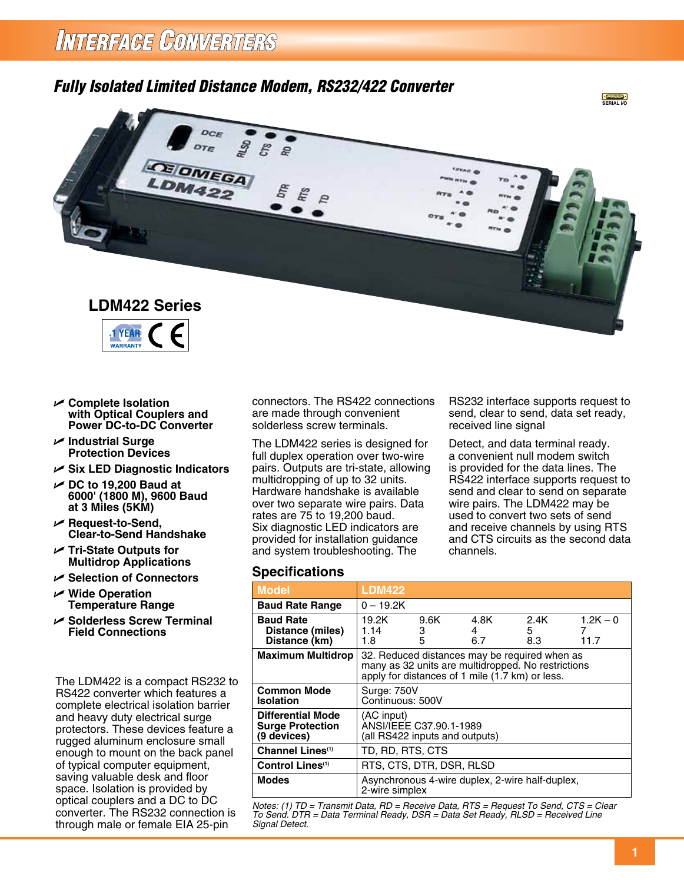# Interface Converters

## Fully Isolated Limited Distance Modem, RS232/422 Converter

SERIAL I/O

### LDM422 Series

1 YEAR WARRANTY

- **Complete Isolation with Optical Couplers and Power DC-to-DC Converter**
- **Industrial Surge Protection Devices**
- **Six LED Diagnostic Indicators**
- **DC to 19,200 Baud at 6000' (1800 M), 9600 Baud at 3 Miles (5KM)**
- **Request-to-Send, Clear-to-Send Handshake**
- **Tri-State Outputs for Multidrop Applications**
- **Selection of Connectors**
- **Wide Operation Temperature Range**
- **Solderless Screw Terminal Field Connections**

The LDM422 is a compact RS232 to RS422 converter which features a complete electrical isolation barrier and heavy duty electrical surge protectors. These devices feature a rugged aluminum enclosure small enough to mount on the back panel of typical computer equipment, saving valuable desk and floor space. Isolation is provided by optical couplers and a DC to DC converter. The RS232 connection is through male or female EIA 25-pin connectors. The RS422 connections are made through convenient solderless screw terminals.

The LDM422 series is designed for full duplex operation over two-wire pairs. Outputs are tri-state, allowing multidropping of up to 32 units. Hardware handshake is available over two separate wire pairs. Data rates are 75 to 19,200 baud. Six diagnostic LED indicators are provided for installation guidance and system troubleshooting. The RS232 interface supports request to send, clear to send, data set ready, received line signal

Detect, and data terminal ready. a convenient null modem switch is provided for the data lines. The RS422 interface supports request to send and clear to send on separate wire pairs. The LDM422 may be used to convert two sets of send and receive channels by using RTS and CTS circuits as the second data channels.

## Specifications

| Model | LDM422 | | | | |
|---|---|---|---|---|---|
| Baud Rate Range | 0 – 19.2K | | | | |
| Baud Rate | 19.2K | 9.6K | 4.8K | 2.4K | 1.2K – 0 |
| Distance (miles) | 1.14 | 3 | 4 | 5 | 7 |
| Distance (km) | 1.8 | 5 | 6.7 | 8.3 | 11.7 |
| Maximum Multidrop | 32. Reduced distances may be required when as many as 32 units are multidropped. No restrictions apply for distances of 1 mile (1.7 km) or less. | | | | |
| Common Mode Isolation | Surge: 750V<br>Continuous: 500V | | | | |
| Differential Mode Surge Protection (9 devices) | (AC input)<br>ANSI/IEEE C37.90.1-1989<br>(all RS422 inputs and outputs) | | | | |
| Channel Lines[1] | TD, RD, RTS, CTS | | | | |
| Control Lines[1] | RTS, CTS, DTR, DSR, RLSD | | | | |
| Modes | Asynchronous 4-wire duplex, 2-wire half-duplex, 2-wire simplex | | | | |

*Notes: (1) TD = Transmit Data, RD = Receive Data, RTS = Request To Send, CTS = Clear To Send. DTR = Data Terminal Ready, DSR = Data Set Ready, RLSD = Received Line Signal Detect.*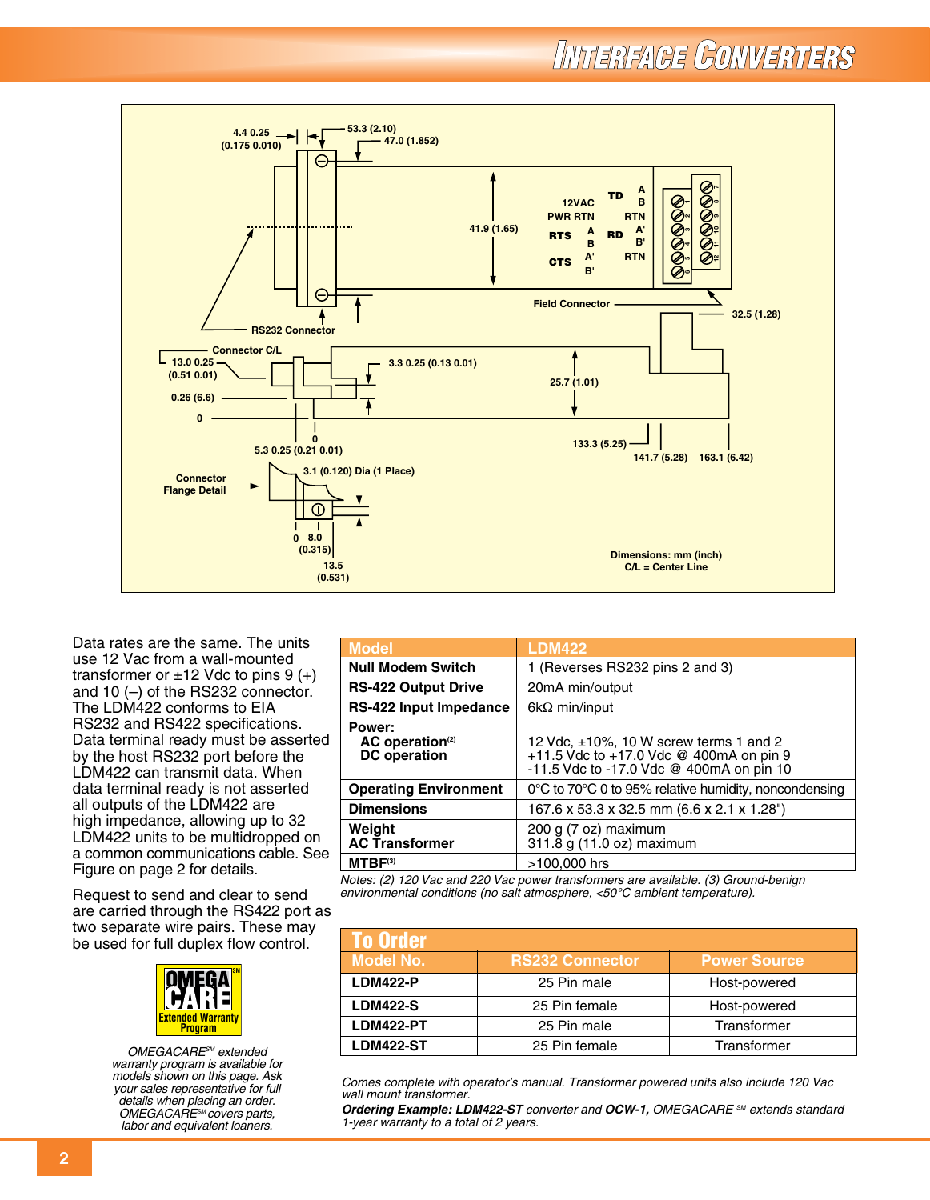## Interface Converters

4.4 0.25 (0.175 0.010)
53.3 (2.10)
47.0 (1.852)
41.9 (1.65)
12VAC PWR RTN
RTS A B A' B'
CTS
TD A B RTN
RD A' B' RTN
RS232 Connector
Field Connector
32.5 (1.28)
Connector C/L
13.0 0.25 (0.51 0.01)
3.3 0.25 (0.13 0.01)
25.7 (1.01)
0.26 (6.6)
0
0
5.3 0.25 (0.21 0.01)
133.3 (5.25)
141.7 (5.28)
163.1 (6.42)
Connector Flange Detail
3.1 (0.120) Dia (1 Place)
0 8.0 (0.315)
13.5 (0.531)
Dimensions: mm (inch)
C/L = Center Line

Data rates are the same. The units use 12 Vac from a wall-mounted transformer or ±12 Vdc to pins 9 (+) and 10 (–) of the RS232 connector. The LDM422 conforms to EIA RS232 and RS422 specifications. Data terminal ready must be asserted by the host RS232 port before the LDM422 can transmit data. When data terminal ready is not asserted all outputs of the LDM422 are high impedance, allowing up to 32 LDM422 units to be multidropped on a common communications cable. See Figure on page 2 for details.

Request to send and clear to send are carried through the RS422 port as two separate wire pairs. These may be used for full duplex flow control.

| Model | LDM422 |
|---|---|
| **Null Modem Switch** | 1 (Reverses RS232 pins 2 and 3) |
| **RS-422 Output Drive** | 20mA min/output |
| **RS-422 Input Impedance** | 6kΩ min/input |
| **Power:** **AC operation**(2) **DC operation** | 12 Vdc, ±10%, 10 W screw terms 1 and 2 +11.5 Vdc to +17.0 Vdc @ 400mA on pin 9 -11.5 Vdc to -17.0 Vdc @ 400mA on pin 10 |
| **Operating Environment** | 0°C to 70°C 0 to 95% relative humidity, noncondensing |
| **Dimensions** | 167.6 x 53.3 x 32.5 mm (6.6 x 2.1 x 1.28") |
| **Weight** **AC Transformer** | 200 g (7 oz) maximum 311.8 g (11.0 oz) maximum |
| **MTBF**(3) | >100,000 hrs |

*Notes: (2) 120 Vac and 220 Vac power transformers are available. (3) Ground-benign environmental conditions (no salt atmosphere, <50°C ambient temperature).*

OMEGA CARE[SM] Extended Warranty Program

*OMEGACARE[SM] extended warranty program is available for models shown on this page. Ask your sales representative for full details when placing an order. OMEGACARE[SM] covers parts, labor and equivalent loaners.*

### To Order

| Model No. | RS232 Connector | Power Source |
|---|---|---|
| **LDM422-P** | 25 Pin male | Host-powered |
| **LDM422-S** | 25 Pin female | Host-powered |
| **LDM422-PT** | 25 Pin male | Transformer |
| **LDM422-ST** | 25 Pin female | Transformer |

*Comes complete with operator's manual. Transformer powered units also include 120 Vac wall mount transformer.*

***Ordering Example: LDM422-ST** converter and **OCW-1,** OMEGACARE [SM] extends standard 1-year warranty to a total of 2 years.*